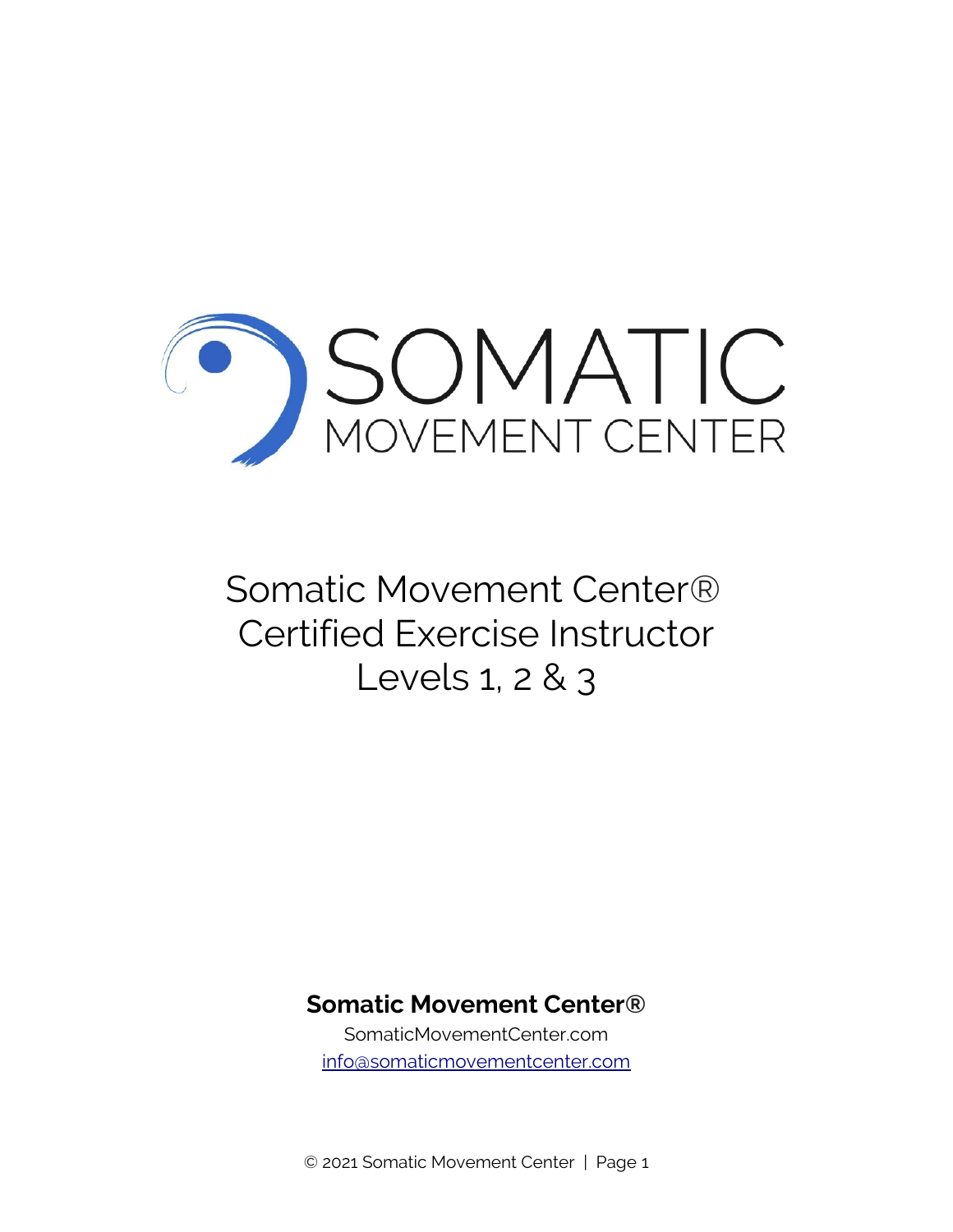SOMATIC MOVEMENT CENTER

# Somatic Movement Center® Certified Exercise Instructor Levels 1, 2 & 3

**Somatic Movement Center®**

SomaticMovementCenter.com

info@somaticmovementcenter.com

© 2021 Somatic Movement Center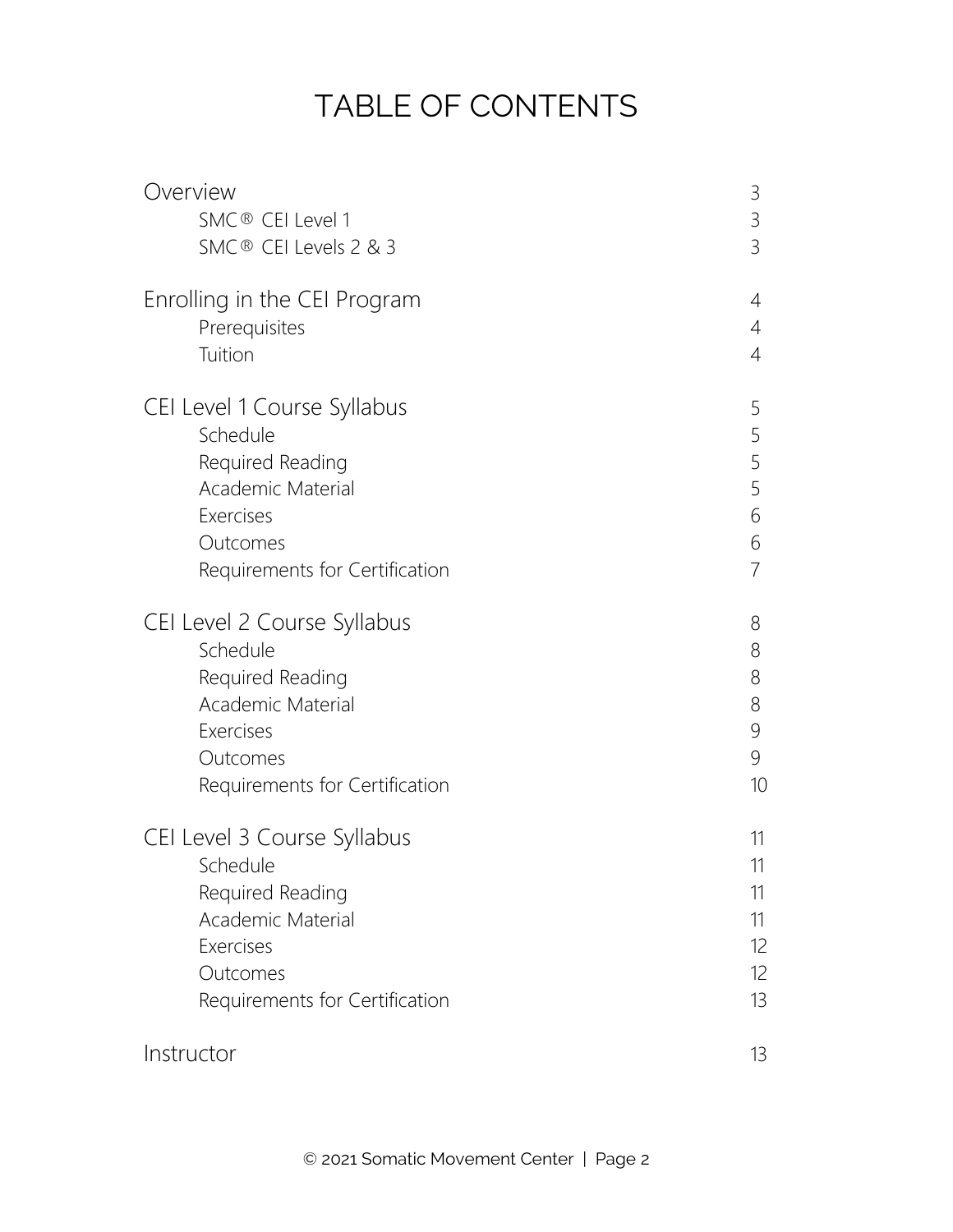# TABLE OF CONTENTS

| | |
|---|---|
| Overview | 3 |
| SMC® CEI Level 1 | 3 |
| SMC® CEI Levels 2 & 3 | 3 |
| Enrolling in the CEI Program | 4 |
| Prerequisites | 4 |
| Tuition | 4 |
| CEI Level 1 Course Syllabus | 5 |
| Schedule | 5 |
| Required Reading | 5 |
| Academic Material | 5 |
| Exercises | 6 |
| Outcomes | 6 |
| Requirements for Certification | 7 |
| CEI Level 2 Course Syllabus | 8 |
| Schedule | 8 |
| Required Reading | 8 |
| Academic Material | 8 |
| Exercises | 9 |
| Outcomes | 9 |
| Requirements for Certification | 10 |
| CEI Level 3 Course Syllabus | 11 |
| Schedule | 11 |
| Required Reading | 11 |
| Academic Material | 11 |
| Exercises | 12 |
| Outcomes | 12 |
| Requirements for Certification | 13 |
| Instructor | 13 |

© 2021 Somatic Movement Center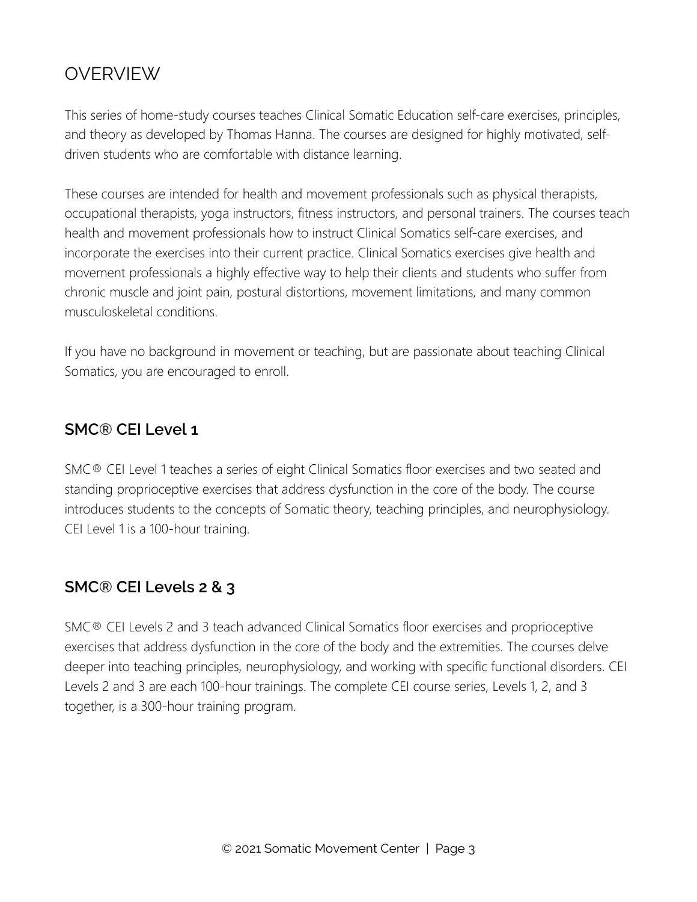# OVERVIEW

This series of home-study courses teaches Clinical Somatic Education self-care exercises, principles, and theory as developed by Thomas Hanna. The courses are designed for highly motivated, self-driven students who are comfortable with distance learning.

These courses are intended for health and movement professionals such as physical therapists, occupational therapists, yoga instructors, fitness instructors, and personal trainers. The courses teach health and movement professionals how to instruct Clinical Somatics self-care exercises, and incorporate the exercises into their current practice. Clinical Somatics exercises give health and movement professionals a highly effective way to help their clients and students who suffer from chronic muscle and joint pain, postural distortions, movement limitations, and many common musculoskeletal conditions.

If you have no background in movement or teaching, but are passionate about teaching Clinical Somatics, you are encouraged to enroll.

## SMC® CEI Level 1

SMC® CEI Level 1 teaches a series of eight Clinical Somatics floor exercises and two seated and standing proprioceptive exercises that address dysfunction in the core of the body. The course introduces students to the concepts of Somatic theory, teaching principles, and neurophysiology. CEI Level 1 is a 100-hour training.

## SMC® CEI Levels 2 & 3

SMC® CEI Levels 2 and 3 teach advanced Clinical Somatics floor exercises and proprioceptive exercises that address dysfunction in the core of the body and the extremities. The courses delve deeper into teaching principles, neurophysiology, and working with specific functional disorders. CEI Levels 2 and 3 are each 100-hour trainings. The complete CEI course series, Levels 1, 2, and 3 together, is a 300-hour training program.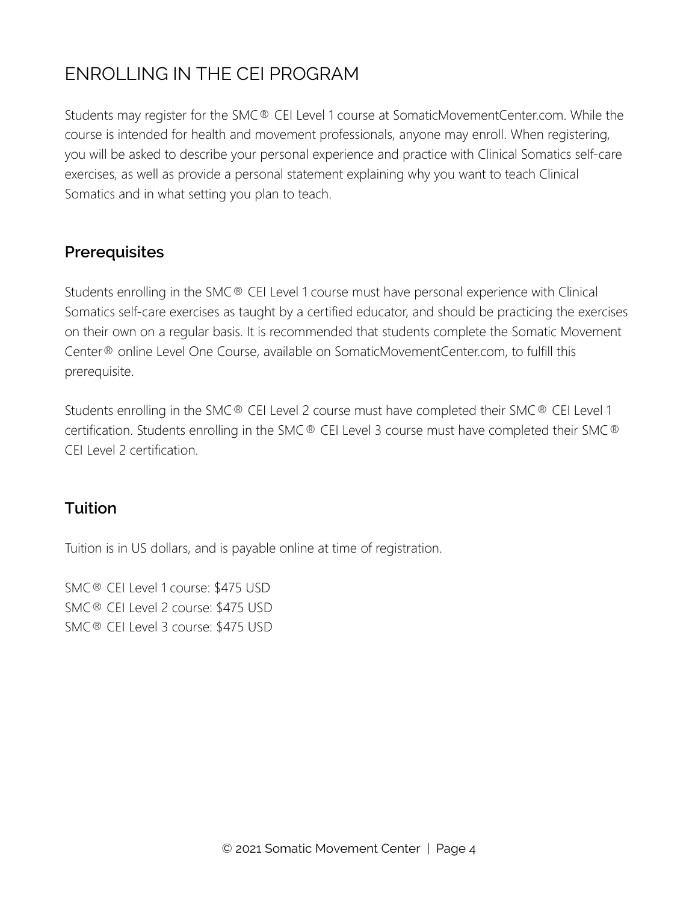# ENROLLING IN THE CEI PROGRAM

Students may register for the SMC® CEI Level 1 course at SomaticMovementCenter.com. While the course is intended for health and movement professionals, anyone may enroll. When registering, you will be asked to describe your personal experience and practice with Clinical Somatics self-care exercises, as well as provide a personal statement explaining why you want to teach Clinical Somatics and in what setting you plan to teach.

## Prerequisites

Students enrolling in the SMC® CEI Level 1 course must have personal experience with Clinical Somatics self-care exercises as taught by a certified educator, and should be practicing the exercises on their own on a regular basis. It is recommended that students complete the Somatic Movement Center® online Level One Course, available on SomaticMovementCenter.com, to fulfill this prerequisite.

Students enrolling in the SMC® CEI Level 2 course must have completed their SMC® CEI Level 1 certification. Students enrolling in the SMC® CEI Level 3 course must have completed their SMC® CEI Level 2 certification.

## Tuition

Tuition is in US dollars, and is payable online at time of registration.

SMC® CEI Level 1 course: $475 USD
SMC® CEI Level 2 course: $475 USD
SMC® CEI Level 3 course: $475 USD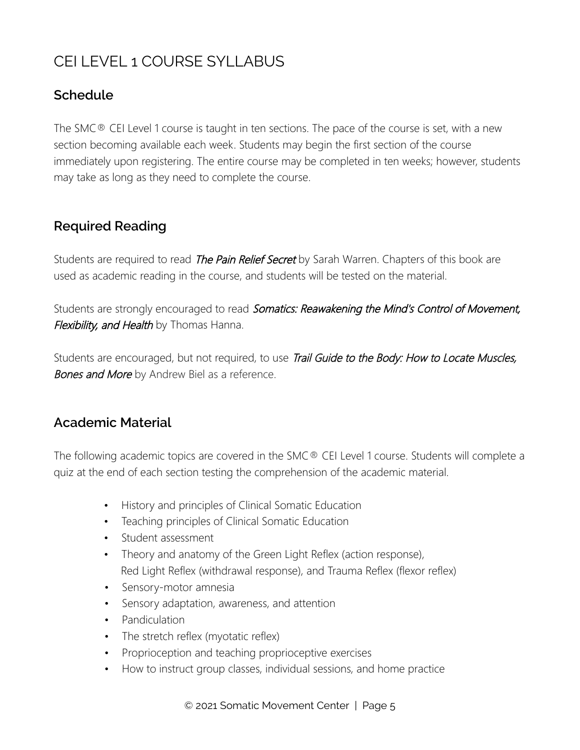# CEI LEVEL 1 COURSE SYLLABUS

## Schedule

The SMC® CEI Level 1 course is taught in ten sections. The pace of the course is set, with a new section becoming available each week. Students may begin the first section of the course immediately upon registering. The entire course may be completed in ten weeks; however, students may take as long as they need to complete the course.

## Required Reading

Students are required to read ***The Pain Relief Secret*** by Sarah Warren. Chapters of this book are used as academic reading in the course, and students will be tested on the material.

Students are strongly encouraged to read ***Somatics: Reawakening the Mind's Control of Movement, Flexibility, and Health*** by Thomas Hanna.

Students are encouraged, but not required, to use ***Trail Guide to the Body: How to Locate Muscles, Bones and More*** by Andrew Biel as a reference.

## Academic Material

The following academic topics are covered in the SMC® CEI Level 1 course. Students will complete a quiz at the end of each section testing the comprehension of the academic material.

- History and principles of Clinical Somatic Education
- Teaching principles of Clinical Somatic Education
- Student assessment
- Theory and anatomy of the Green Light Reflex (action response), Red Light Reflex (withdrawal response), and Trauma Reflex (flexor reflex)
- Sensory-motor amnesia
- Sensory adaptation, awareness, and attention
- Pandiculation
- The stretch reflex (myotatic reflex)
- Proprioception and teaching proprioceptive exercises
- How to instruct group classes, individual sessions, and home practice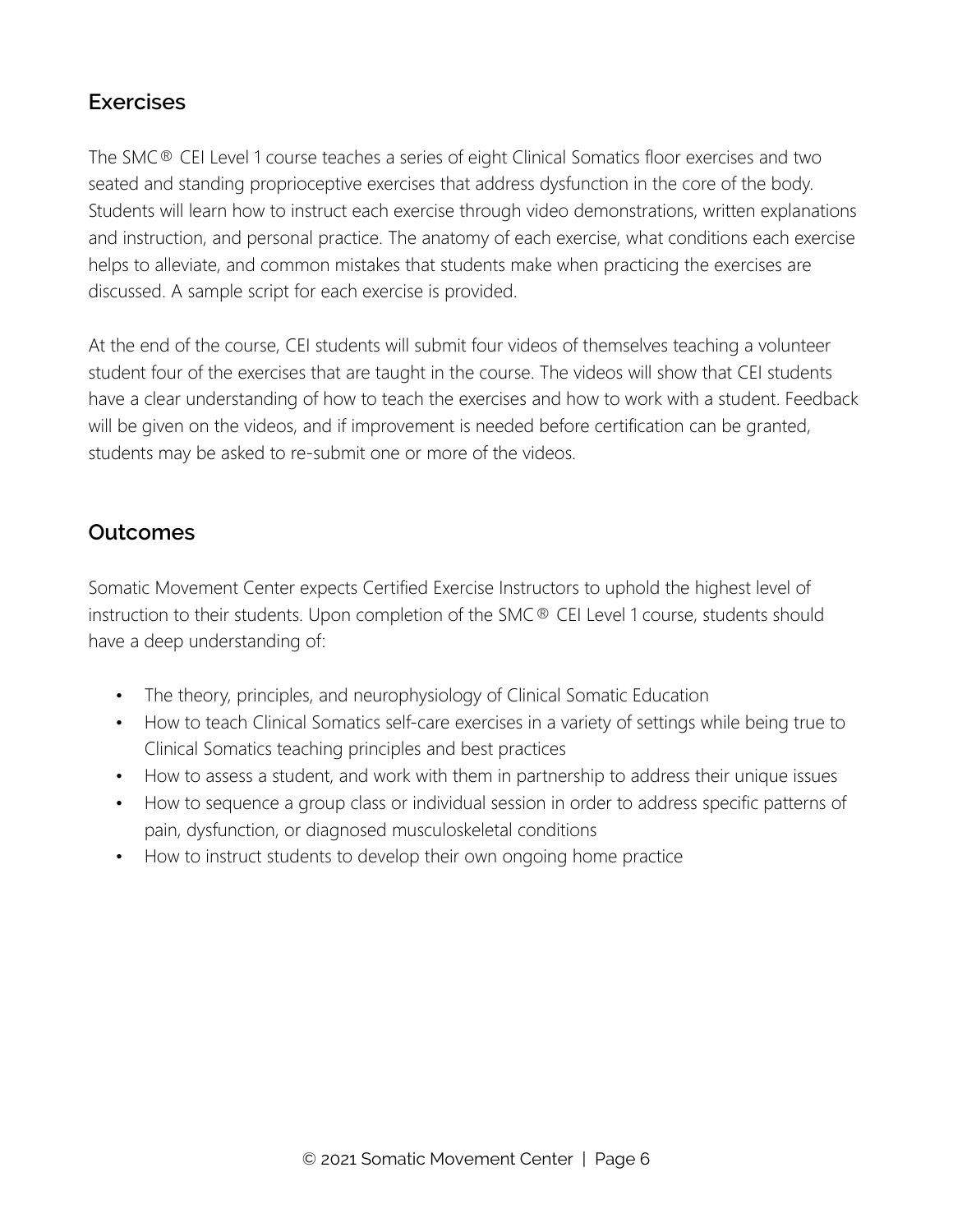## Exercises

The SMC® CEI Level 1 course teaches a series of eight Clinical Somatics floor exercises and two seated and standing proprioceptive exercises that address dysfunction in the core of the body. Students will learn how to instruct each exercise through video demonstrations, written explanations and instruction, and personal practice. The anatomy of each exercise, what conditions each exercise helps to alleviate, and common mistakes that students make when practicing the exercises are discussed. A sample script for each exercise is provided.

At the end of the course, CEI students will submit four videos of themselves teaching a volunteer student four of the exercises that are taught in the course. The videos will show that CEI students have a clear understanding of how to teach the exercises and how to work with a student. Feedback will be given on the videos, and if improvement is needed before certification can be granted, students may be asked to re-submit one or more of the videos.

## Outcomes

Somatic Movement Center expects Certified Exercise Instructors to uphold the highest level of instruction to their students. Upon completion of the SMC® CEI Level 1 course, students should have a deep understanding of:

- The theory, principles, and neurophysiology of Clinical Somatic Education
- How to teach Clinical Somatics self-care exercises in a variety of settings while being true to Clinical Somatics teaching principles and best practices
- How to assess a student, and work with them in partnership to address their unique issues
- How to sequence a group class or individual session in order to address specific patterns of pain, dysfunction, or diagnosed musculoskeletal conditions
- How to instruct students to develop their own ongoing home practice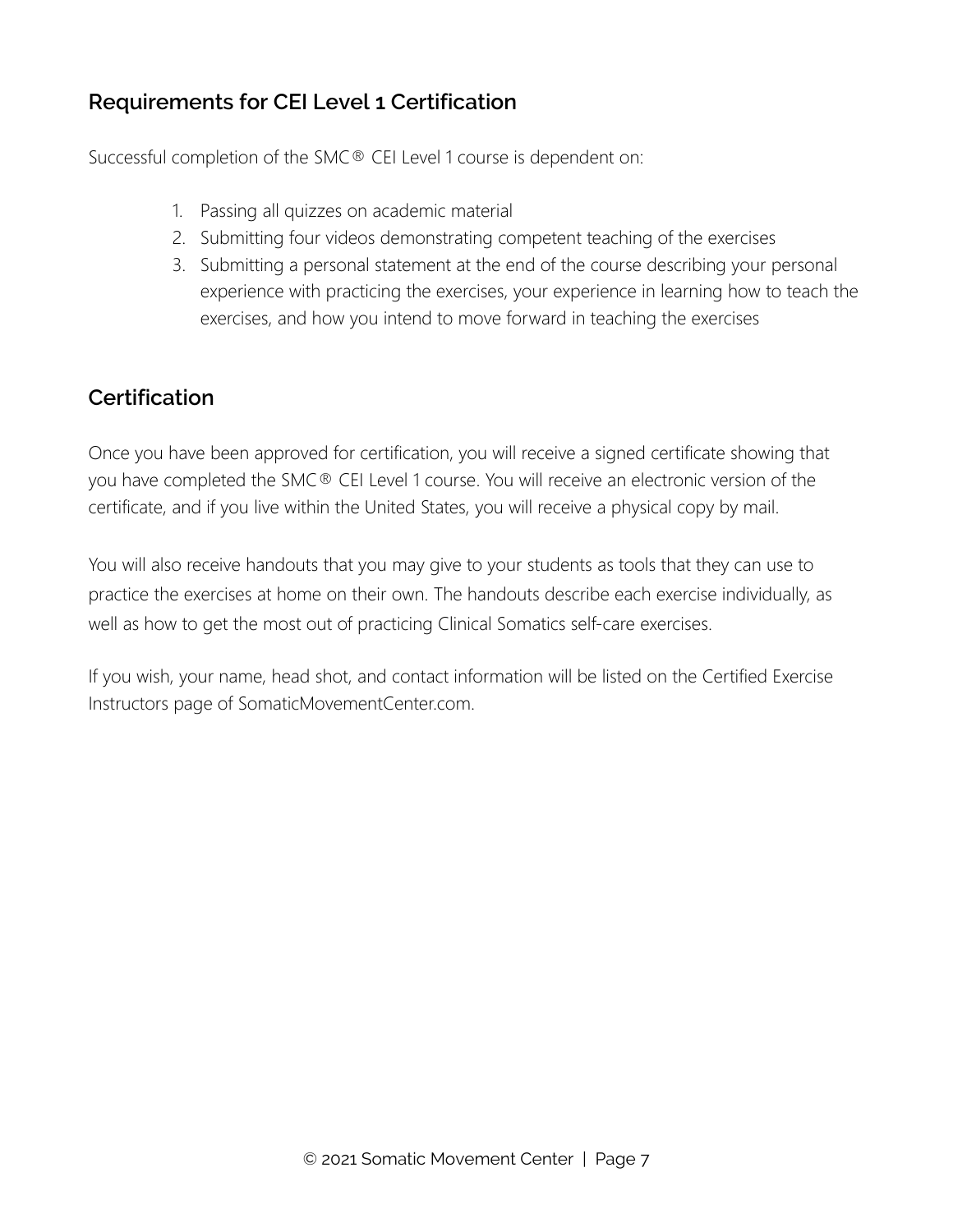## Requirements for CEI Level 1 Certification

Successful completion of the SMC® CEI Level 1 course is dependent on:

1. Passing all quizzes on academic material
2. Submitting four videos demonstrating competent teaching of the exercises
3. Submitting a personal statement at the end of the course describing your personal experience with practicing the exercises, your experience in learning how to teach the exercises, and how you intend to move forward in teaching the exercises

## Certification

Once you have been approved for certification, you will receive a signed certificate showing that you have completed the SMC® CEI Level 1 course. You will receive an electronic version of the certificate, and if you live within the United States, you will receive a physical copy by mail.

You will also receive handouts that you may give to your students as tools that they can use to practice the exercises at home on their own. The handouts describe each exercise individually, as well as how to get the most out of practicing Clinical Somatics self-care exercises.

If you wish, your name, head shot, and contact information will be listed on the Certified Exercise Instructors page of SomaticMovementCenter.com.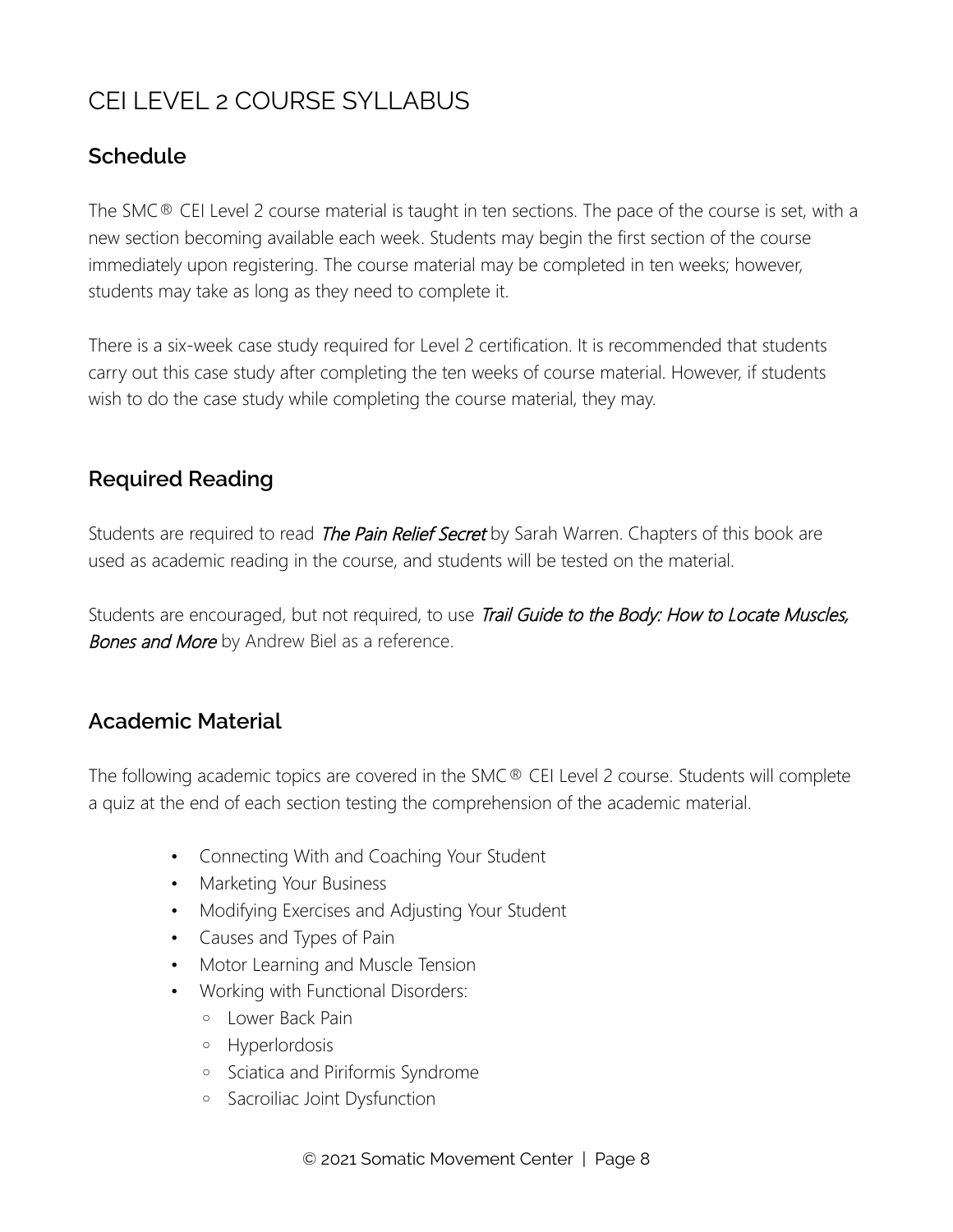# CEI LEVEL 2 COURSE SYLLABUS

## Schedule

The SMC® CEI Level 2 course material is taught in ten sections. The pace of the course is set, with a new section becoming available each week. Students may begin the first section of the course immediately upon registering. The course material may be completed in ten weeks; however, students may take as long as they need to complete it.

There is a six-week case study required for Level 2 certification. It is recommended that students carry out this case study after completing the ten weeks of course material. However, if students wish to do the case study while completing the course material, they may.

## Required Reading

Students are required to read ***The Pain Relief Secret*** by Sarah Warren. Chapters of this book are used as academic reading in the course, and students will be tested on the material.

Students are encouraged, but not required, to use ***Trail Guide to the Body: How to Locate Muscles, Bones and More*** by Andrew Biel as a reference.

## Academic Material

The following academic topics are covered in the SMC® CEI Level 2 course. Students will complete a quiz at the end of each section testing the comprehension of the academic material.

- Connecting With and Coaching Your Student
- Marketing Your Business
- Modifying Exercises and Adjusting Your Student
- Causes and Types of Pain
- Motor Learning and Muscle Tension
- Working with Functional Disorders:
  - Lower Back Pain
  - Hyperlordosis
  - Sciatica and Piriformis Syndrome
  - Sacroiliac Joint Dysfunction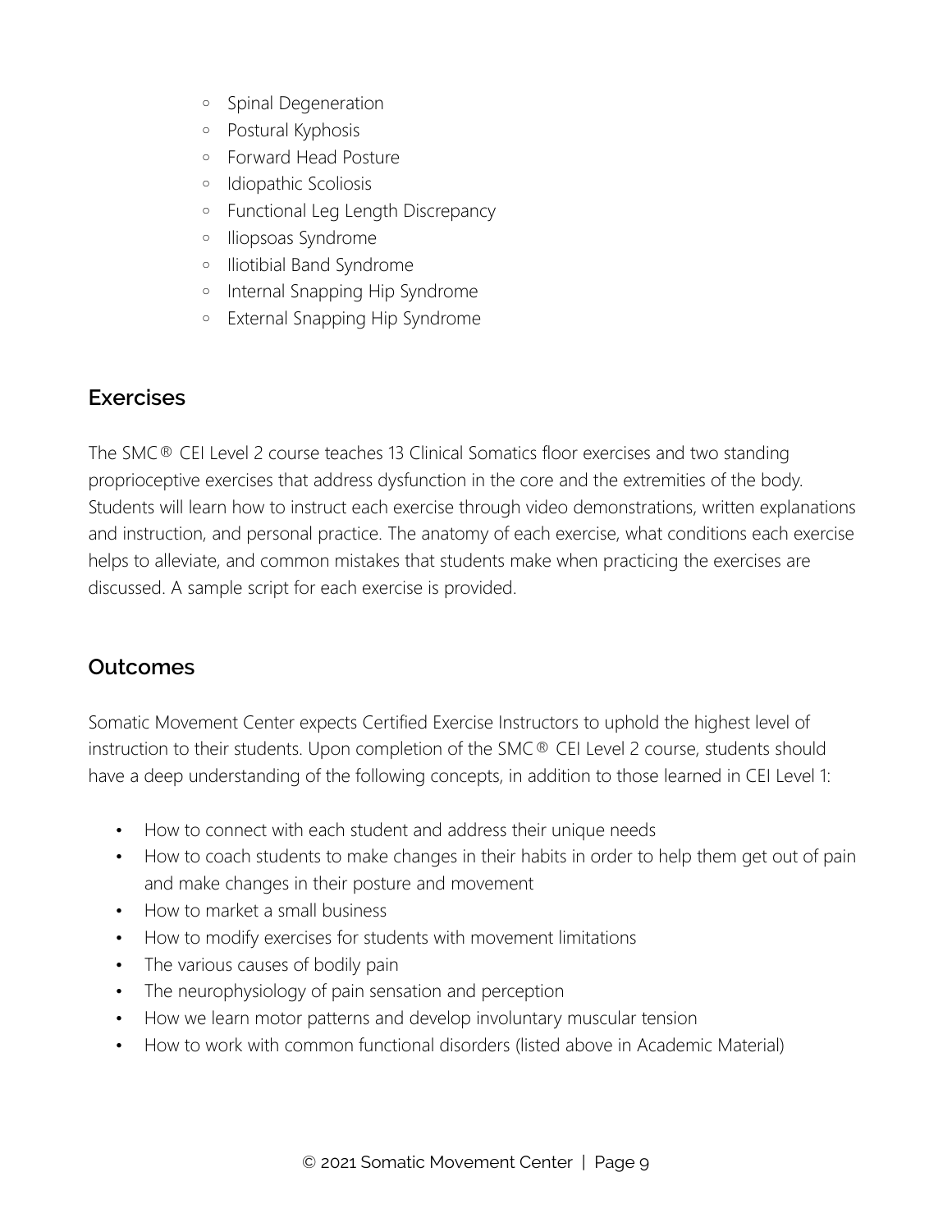- Spinal Degeneration
- Postural Kyphosis
- Forward Head Posture
- Idiopathic Scoliosis
- Functional Leg Length Discrepancy
- Iliopsoas Syndrome
- Iliotibial Band Syndrome
- Internal Snapping Hip Syndrome
- External Snapping Hip Syndrome

## Exercises

The SMC® CEI Level 2 course teaches 13 Clinical Somatics floor exercises and two standing proprioceptive exercises that address dysfunction in the core and the extremities of the body. Students will learn how to instruct each exercise through video demonstrations, written explanations and instruction, and personal practice. The anatomy of each exercise, what conditions each exercise helps to alleviate, and common mistakes that students make when practicing the exercises are discussed. A sample script for each exercise is provided.

## Outcomes

Somatic Movement Center expects Certified Exercise Instructors to uphold the highest level of instruction to their students. Upon completion of the SMC® CEI Level 2 course, students should have a deep understanding of the following concepts, in addition to those learned in CEI Level 1:

- How to connect with each student and address their unique needs
- How to coach students to make changes in their habits in order to help them get out of pain and make changes in their posture and movement
- How to market a small business
- How to modify exercises for students with movement limitations
- The various causes of bodily pain
- The neurophysiology of pain sensation and perception
- How we learn motor patterns and develop involuntary muscular tension
- How to work with common functional disorders (listed above in Academic Material)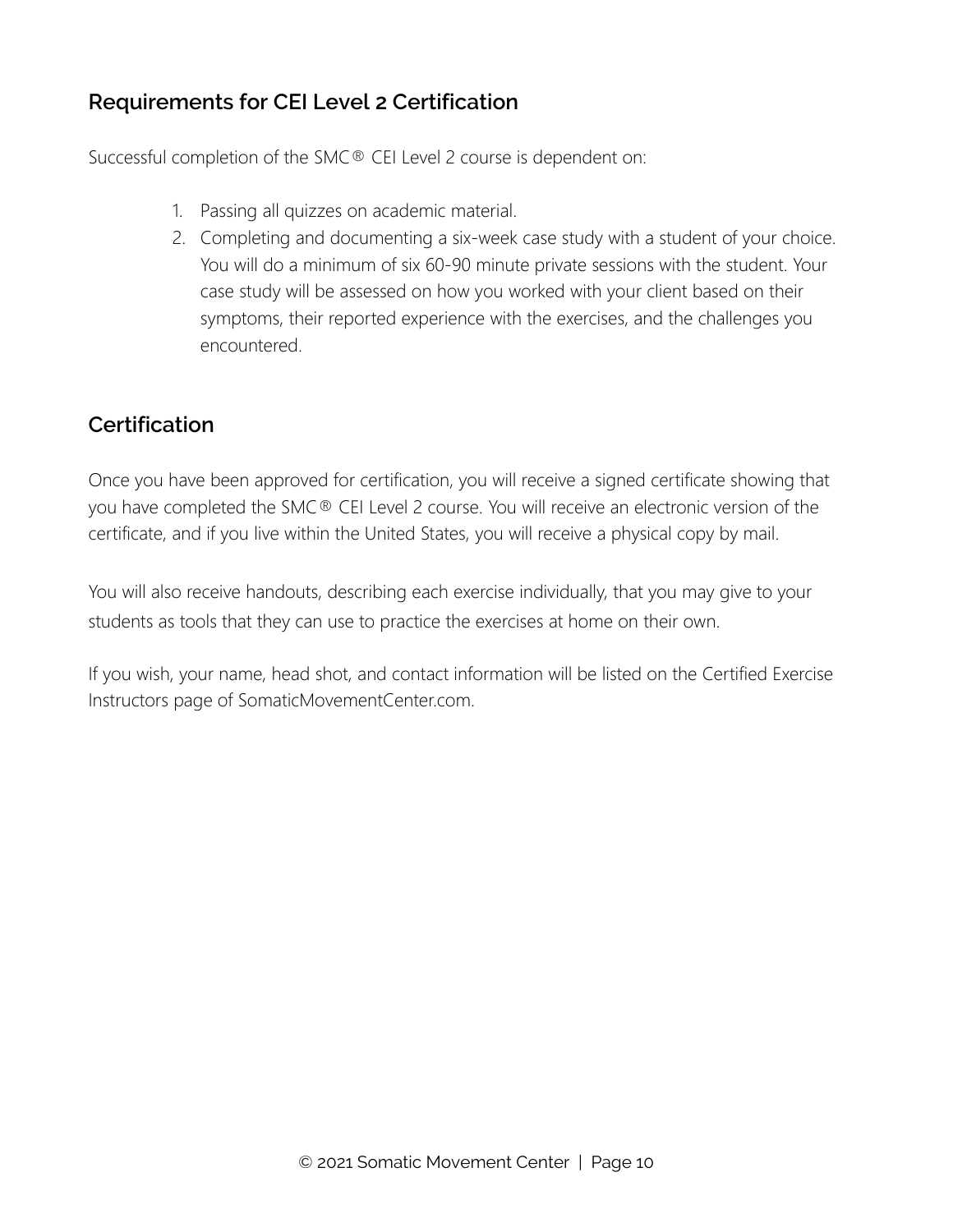## Requirements for CEI Level 2 Certification

Successful completion of the SMC® CEI Level 2 course is dependent on:

1. Passing all quizzes on academic material.
2. Completing and documenting a six-week case study with a student of your choice. You will do a minimum of six 60-90 minute private sessions with the student. Your case study will be assessed on how you worked with your client based on their symptoms, their reported experience with the exercises, and the challenges you encountered.

## Certification

Once you have been approved for certification, you will receive a signed certificate showing that you have completed the SMC® CEI Level 2 course. You will receive an electronic version of the certificate, and if you live within the United States, you will receive a physical copy by mail.

You will also receive handouts, describing each exercise individually, that you may give to your students as tools that they can use to practice the exercises at home on their own.

If you wish, your name, head shot, and contact information will be listed on the Certified Exercise Instructors page of SomaticMovementCenter.com.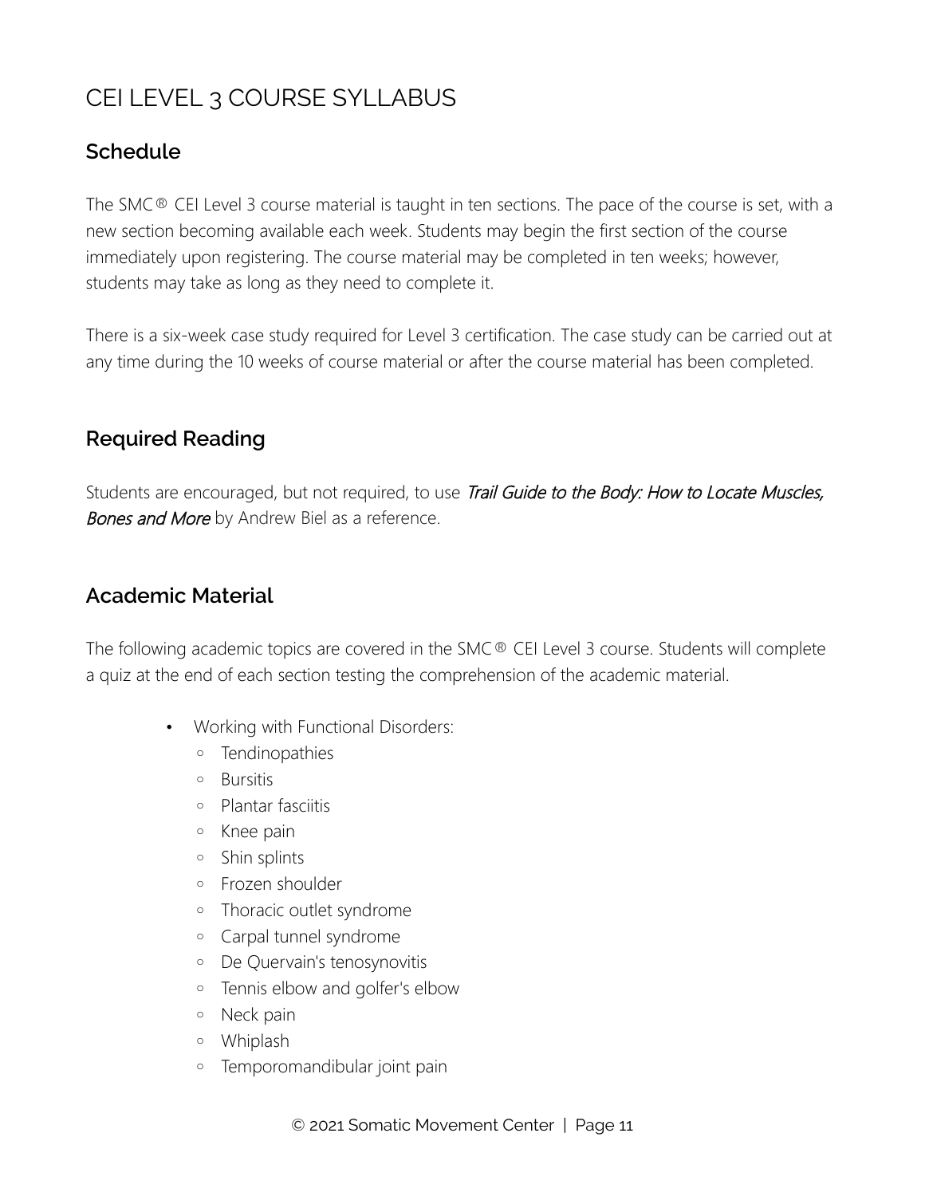# CEI LEVEL 3 COURSE SYLLABUS

## Schedule

The SMC® CEI Level 3 course material is taught in ten sections. The pace of the course is set, with a new section becoming available each week. Students may begin the first section of the course immediately upon registering. The course material may be completed in ten weeks; however, students may take as long as they need to complete it.

There is a six-week case study required for Level 3 certification. The case study can be carried out at any time during the 10 weeks of course material or after the course material has been completed.

## Required Reading

Students are encouraged, but not required, to use ***Trail Guide to the Body: How to Locate Muscles, Bones and More*** by Andrew Biel as a reference.

## Academic Material

The following academic topics are covered in the SMC® CEI Level 3 course. Students will complete a quiz at the end of each section testing the comprehension of the academic material.

- Working with Functional Disorders:
  - Tendinopathies
  - Bursitis
  - Plantar fasciitis
  - Knee pain
  - Shin splints
  - Frozen shoulder
  - Thoracic outlet syndrome
  - Carpal tunnel syndrome
  - De Quervain's tenosynovitis
  - Tennis elbow and golfer's elbow
  - Neck pain
  - Whiplash
  - Temporomandibular joint pain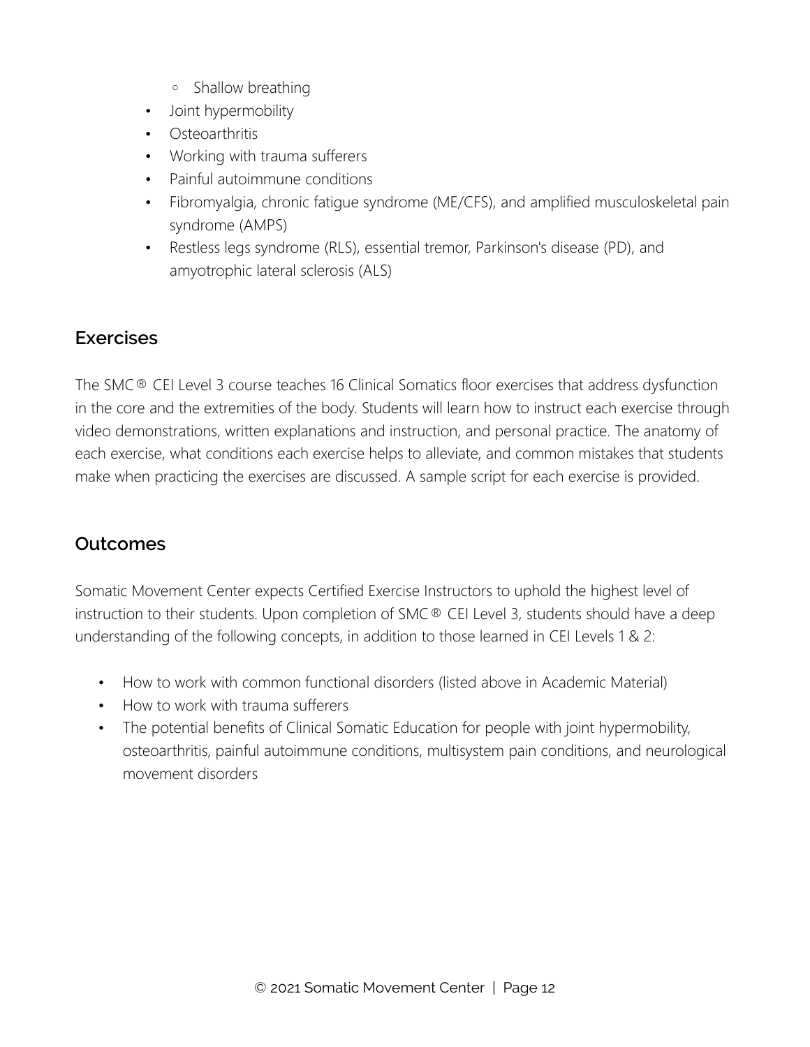- Shallow breathing
- Joint hypermobility
- Osteoarthritis
- Working with trauma sufferers
- Painful autoimmune conditions
- Fibromyalgia, chronic fatigue syndrome (ME/CFS), and amplified musculoskeletal pain syndrome (AMPS)
- Restless legs syndrome (RLS), essential tremor, Parkinson's disease (PD), and amyotrophic lateral sclerosis (ALS)

## Exercises

The SMC® CEI Level 3 course teaches 16 Clinical Somatics floor exercises that address dysfunction in the core and the extremities of the body. Students will learn how to instruct each exercise through video demonstrations, written explanations and instruction, and personal practice. The anatomy of each exercise, what conditions each exercise helps to alleviate, and common mistakes that students make when practicing the exercises are discussed. A sample script for each exercise is provided.

## Outcomes

Somatic Movement Center expects Certified Exercise Instructors to uphold the highest level of instruction to their students. Upon completion of SMC® CEI Level 3, students should have a deep understanding of the following concepts, in addition to those learned in CEI Levels 1 & 2:

- How to work with common functional disorders (listed above in Academic Material)
- How to work with trauma sufferers
- The potential benefits of Clinical Somatic Education for people with joint hypermobility, osteoarthritis, painful autoimmune conditions, multisystem pain conditions, and neurological movement disorders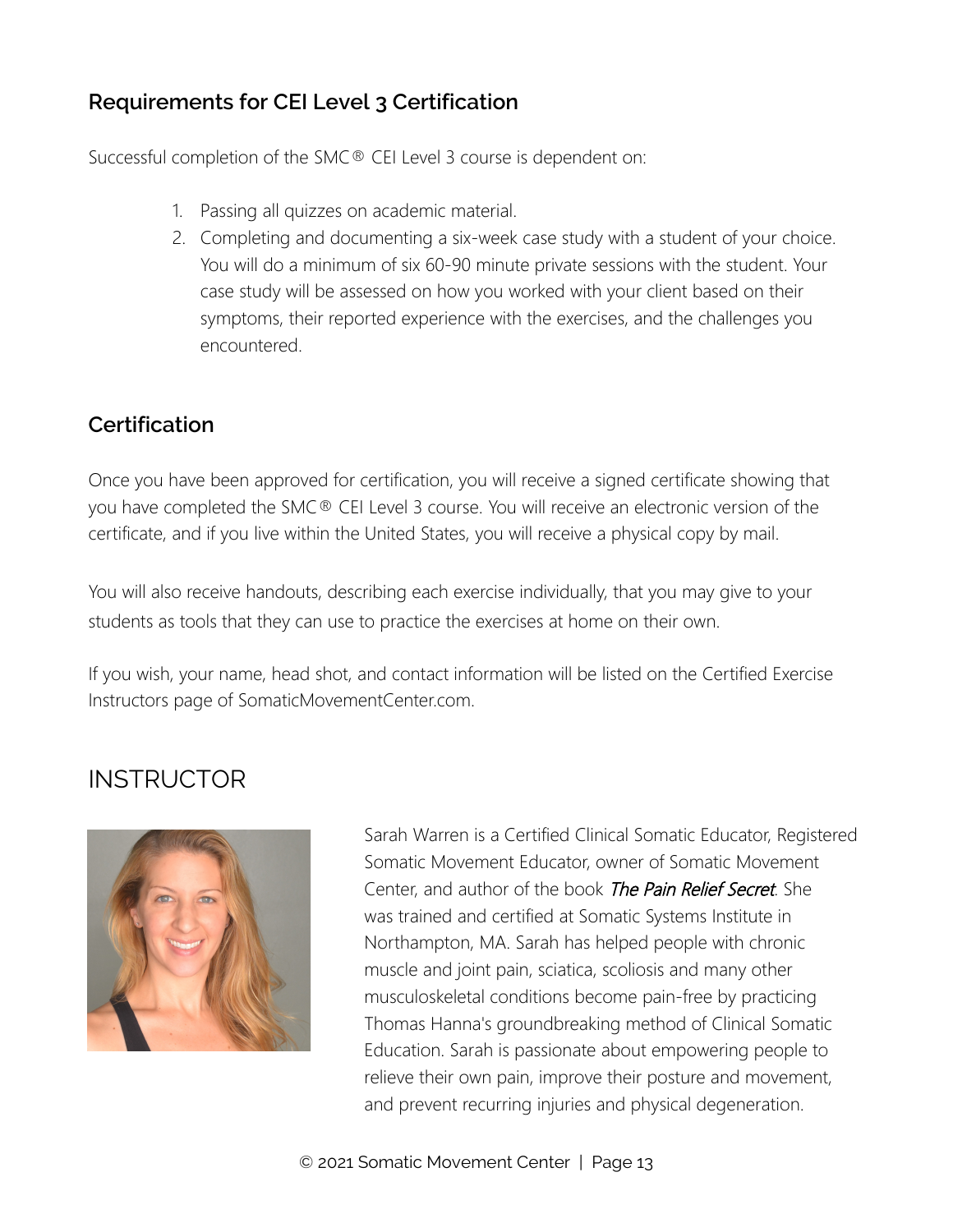## Requirements for CEI Level 3 Certification

Successful completion of the SMC® CEI Level 3 course is dependent on:

1. Passing all quizzes on academic material.
2. Completing and documenting a six-week case study with a student of your choice. You will do a minimum of six 60-90 minute private sessions with the student. Your case study will be assessed on how you worked with your client based on their symptoms, their reported experience with the exercises, and the challenges you encountered.

## Certification

Once you have been approved for certification, you will receive a signed certificate showing that you have completed the SMC® CEI Level 3 course. You will receive an electronic version of the certificate, and if you live within the United States, you will receive a physical copy by mail.

You will also receive handouts, describing each exercise individually, that you may give to your students as tools that they can use to practice the exercises at home on their own.

If you wish, your name, head shot, and contact information will be listed on the Certified Exercise Instructors page of SomaticMovementCenter.com.

# INSTRUCTOR

Sarah Warren is a Certified Clinical Somatic Educator, Registered Somatic Movement Educator, owner of Somatic Movement Center, and author of the book *The Pain Relief Secret*. She was trained and certified at Somatic Systems Institute in Northampton, MA. Sarah has helped people with chronic muscle and joint pain, sciatica, scoliosis and many other musculoskeletal conditions become pain-free by practicing Thomas Hanna's groundbreaking method of Clinical Somatic Education. Sarah is passionate about empowering people to relieve their own pain, improve their posture and movement, and prevent recurring injuries and physical degeneration.